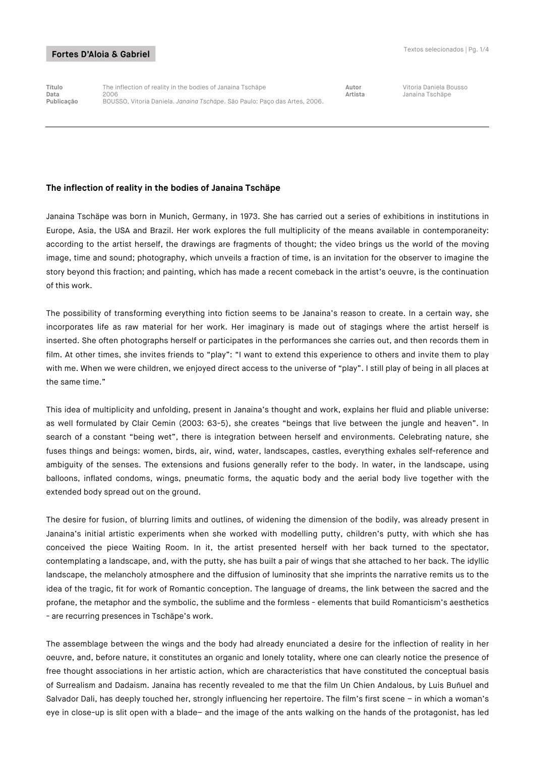**Fortes D'Aloia & Gabriel**

| | | | |
|---|---|---|---|
| **Título** | The inflection of reality in the bodies of Janaina Tschäpe | **Autor** | Vitoria Daniela Bousso |
| **Data** | 2006 | **Artista** | Janaina Tschäpe |
| **Publicação** | BOUSSO, Vitoria Daniela. *Janaina Tschäpe*. São Paulo: Paço das Artes, 2006. | | |

---

## The inflection of reality in the bodies of Janaina Tschäpe

Janaina Tschäpe was born in Munich, Germany, in 1973. She has carried out a series of exhibitions in institutions in Europe, Asia, the USA and Brazil. Her work explores the full multiplicity of the means available in contemporaneity: according to the artist herself, the drawings are fragments of thought; the video brings us the world of the moving image, time and sound; photography, which unveils a fraction of time, is an invitation for the observer to imagine the story beyond this fraction; and painting, which has made a recent comeback in the artist's oeuvre, is the continuation of this work.

The possibility of transforming everything into fiction seems to be Janaina's reason to create. In a certain way, she incorporates life as raw material for her work. Her imaginary is made out of stagings where the artist herself is inserted. She often photographs herself or participates in the performances she carries out, and then records them in film. At other times, she invites friends to "play": "I want to extend this experience to others and invite them to play with me. When we were children, we enjoyed direct access to the universe of "play". I still play of being in all places at the same time."

This idea of multiplicity and unfolding, present in Janaina's thought and work, explains her fluid and pliable universe: as well formulated by Clair Cemin (2003: 63-5), she creates "beings that live between the jungle and heaven". In search of a constant "being wet", there is integration between herself and environments. Celebrating nature, she fuses things and beings: women, birds, air, wind, water, landscapes, castles, everything exhales self-reference and ambiguity of the senses. The extensions and fusions generally refer to the body. In water, in the landscape, using balloons, inflated condoms, wings, pneumatic forms, the aquatic body and the aerial body live together with the extended body spread out on the ground.

The desire for fusion, of blurring limits and outlines, of widening the dimension of the bodily, was already present in Janaina's initial artistic experiments when she worked with modelling putty, children's putty, with which she has conceived the piece Waiting Room. In it, the artist presented herself with her back turned to the spectator, contemplating a landscape, and, with the putty, she has built a pair of wings that she attached to her back. The idyllic landscape, the melancholy atmosphere and the diffusion of luminosity that she imprints the narrative remits us to the idea of the tragic, fit for work of Romantic conception. The language of dreams, the link between the sacred and the profane, the metaphor and the symbolic, the sublime and the formless - elements that build Romanticism's aesthetics - are recurring presences in Tschäpe's work.

The assemblage between the wings and the body had already enunciated a desire for the inflection of reality in her oeuvre, and, before nature, it constitutes an organic and lonely totality, where one can clearly notice the presence of free thought associations in her artistic action, which are characteristics that have constituted the conceptual basis of Surrealism and Dadaism. Janaina has recently revealed to me that the film Un Chien Andalous, by Luis Buñuel and Salvador Dali, has deeply touched her, strongly influencing her repertoire. The film's first scene – in which a woman's eye in close-up is slit open with a blade– and the image of the ants walking on the hands of the protagonist, has led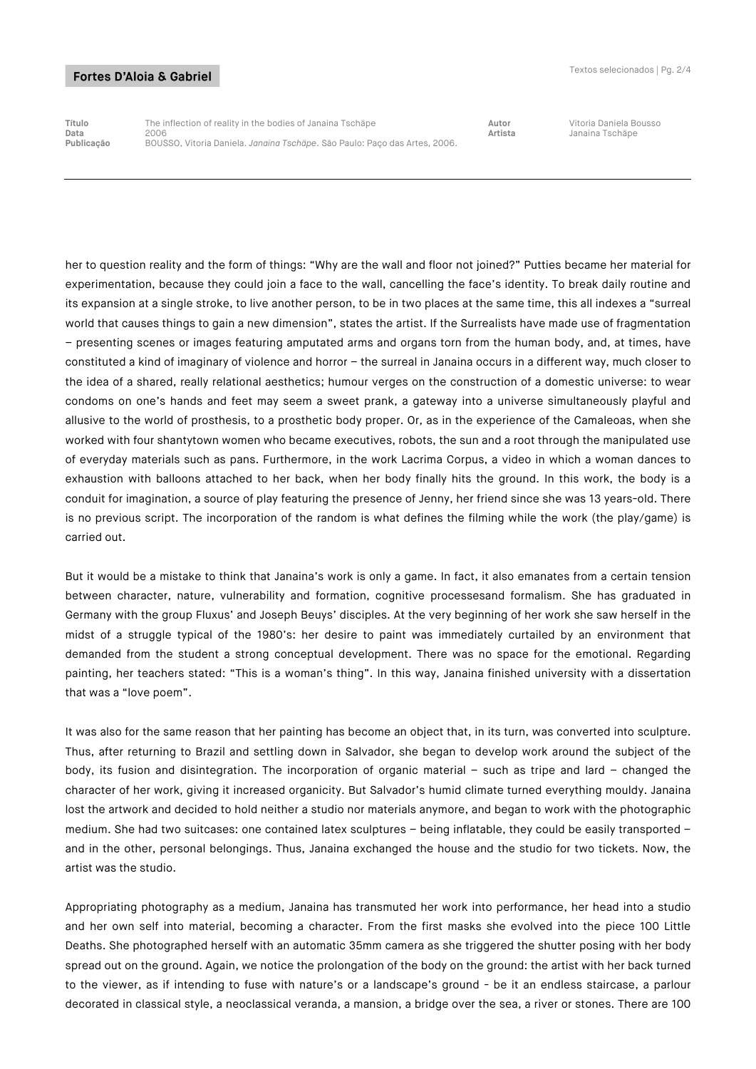her to question reality and the form of things: “Why are the wall and floor not joined?” Putties became her material for experimentation, because they could join a face to the wall, cancelling the face’s identity. To break daily routine and its expansion at a single stroke, to live another person, to be in two places at the same time, this all indexes a “surreal world that causes things to gain a new dimension”, states the artist. If the Surrealists have made use of fragmentation – presenting scenes or images featuring amputated arms and organs torn from the human body, and, at times, have constituted a kind of imaginary of violence and horror – the surreal in Janaina occurs in a different way, much closer to the idea of a shared, really relational aesthetics; humour verges on the construction of a domestic universe: to wear condoms on one’s hands and feet may seem a sweet prank, a gateway into a universe simultaneously playful and allusive to the world of prosthesis, to a prosthetic body proper. Or, as in the experience of the Camaleoas, when she worked with four shantytown women who became executives, robots, the sun and a root through the manipulated use of everyday materials such as pans. Furthermore, in the work Lacrima Corpus, a video in which a woman dances to exhaustion with balloons attached to her back, when her body finally hits the ground. In this work, the body is a conduit for imagination, a source of play featuring the presence of Jenny, her friend since she was 13 years-old. There is no previous script. The incorporation of the random is what defines the filming while the work (the play/game) is carried out.

But it would be a mistake to think that Janaina’s work is only a game. In fact, it also emanates from a certain tension between character, nature, vulnerability and formation, cognitive processesand formalism. She has graduated in Germany with the group Fluxus’ and Joseph Beuys’ disciples. At the very beginning of her work she saw herself in the midst of a struggle typical of the 1980’s: her desire to paint was immediately curtailed by an environment that demanded from the student a strong conceptual development. There was no space for the emotional. Regarding painting, her teachers stated: “This is a woman’s thing”. In this way, Janaina finished university with a dissertation that was a “love poem”.

It was also for the same reason that her painting has become an object that, in its turn, was converted into sculpture. Thus, after returning to Brazil and settling down in Salvador, she began to develop work around the subject of the body, its fusion and disintegration. The incorporation of organic material – such as tripe and lard – changed the character of her work, giving it increased organicity. But Salvador’s humid climate turned everything mouldy. Janaina lost the artwork and decided to hold neither a studio nor materials anymore, and began to work with the photographic medium. She had two suitcases: one contained latex sculptures – being inflatable, they could be easily transported – and in the other, personal belongings. Thus, Janaina exchanged the house and the studio for two tickets. Now, the artist was the studio.

Appropriating photography as a medium, Janaina has transmuted her work into performance, her head into a studio and her own self into material, becoming a character. From the first masks she evolved into the piece 100 Little Deaths. She photographed herself with an automatic 35mm camera as she triggered the shutter posing with her body spread out on the ground. Again, we notice the prolongation of the body on the ground: the artist with her back turned to the viewer, as if intending to fuse with nature’s or a landscape’s ground - be it an endless staircase, a parlour decorated in classical style, a neoclassical veranda, a mansion, a bridge over the sea, a river or stones. There are 100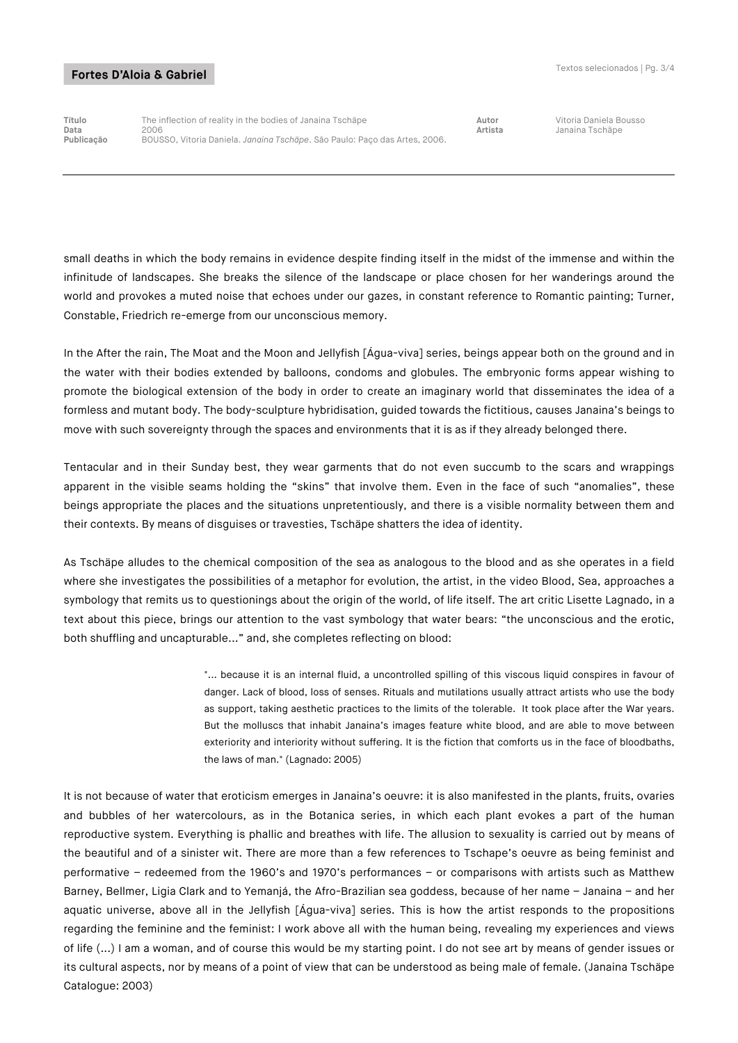small deaths in which the body remains in evidence despite finding itself in the midst of the immense and within the infinitude of landscapes. She breaks the silence of the landscape or place chosen for her wanderings around the world and provokes a muted noise that echoes under our gazes, in constant reference to Romantic painting; Turner, Constable, Friedrich re-emerge from our unconscious memory.

In the After the rain, The Moat and the Moon and Jellyfish [Água-viva] series, beings appear both on the ground and in the water with their bodies extended by balloons, condoms and globules. The embryonic forms appear wishing to promote the biological extension of the body in order to create an imaginary world that disseminates the idea of a formless and mutant body. The body-sculpture hybridisation, guided towards the fictitious, causes Janaina's beings to move with such sovereignty through the spaces and environments that it is as if they already belonged there.

Tentacular and in their Sunday best, they wear garments that do not even succumb to the scars and wrappings apparent in the visible seams holding the "skins" that involve them. Even in the face of such "anomalies", these beings appropriate the places and the situations unpretentiously, and there is a visible normality between them and their contexts. By means of disguises or travesties, Tschäpe shatters the idea of identity.

As Tschäpe alludes to the chemical composition of the sea as analogous to the blood and as she operates in a field where she investigates the possibilities of a metaphor for evolution, the artist, in the video Blood, Sea, approaches a symbology that remits us to questionings about the origin of the world, of life itself. The art critic Lisette Lagnado, in a text about this piece, brings our attention to the vast symbology that water bears: "the unconscious and the erotic, both shuffling and uncapturable..." and, she completes reflecting on blood:

> "... because it is an internal fluid, a uncontrolled spilling of this viscous liquid conspires in favour of danger. Lack of blood, loss of senses. Rituals and mutilations usually attract artists who use the body as support, taking aesthetic practices to the limits of the tolerable. It took place after the War years. But the molluscs that inhabit Janaina's images feature white blood, and are able to move between exteriority and interiority without suffering. It is the fiction that comforts us in the face of bloodbaths, the laws of man." (Lagnado: 2005)

It is not because of water that eroticism emerges in Janaina's oeuvre: it is also manifested in the plants, fruits, ovaries and bubbles of her watercolours, as in the Botanica series, in which each plant evokes a part of the human reproductive system. Everything is phallic and breathes with life. The allusion to sexuality is carried out by means of the beautiful and of a sinister wit. There are more than a few references to Tschape's oeuvre as being feminist and performative – redeemed from the 1960's and 1970's performances – or comparisons with artists such as Matthew Barney, Bellmer, Ligia Clark and to Yemanjá, the Afro-Brazilian sea goddess, because of her name – Janaina – and her aquatic universe, above all in the Jellyfish [Água-viva] series. This is how the artist responds to the propositions regarding the feminine and the feminist: I work above all with the human being, revealing my experiences and views of life (...) I am a woman, and of course this would be my starting point. I do not see art by means of gender issues or its cultural aspects, nor by means of a point of view that can be understood as being male of female. (Janaina Tschäpe Catalogue: 2003)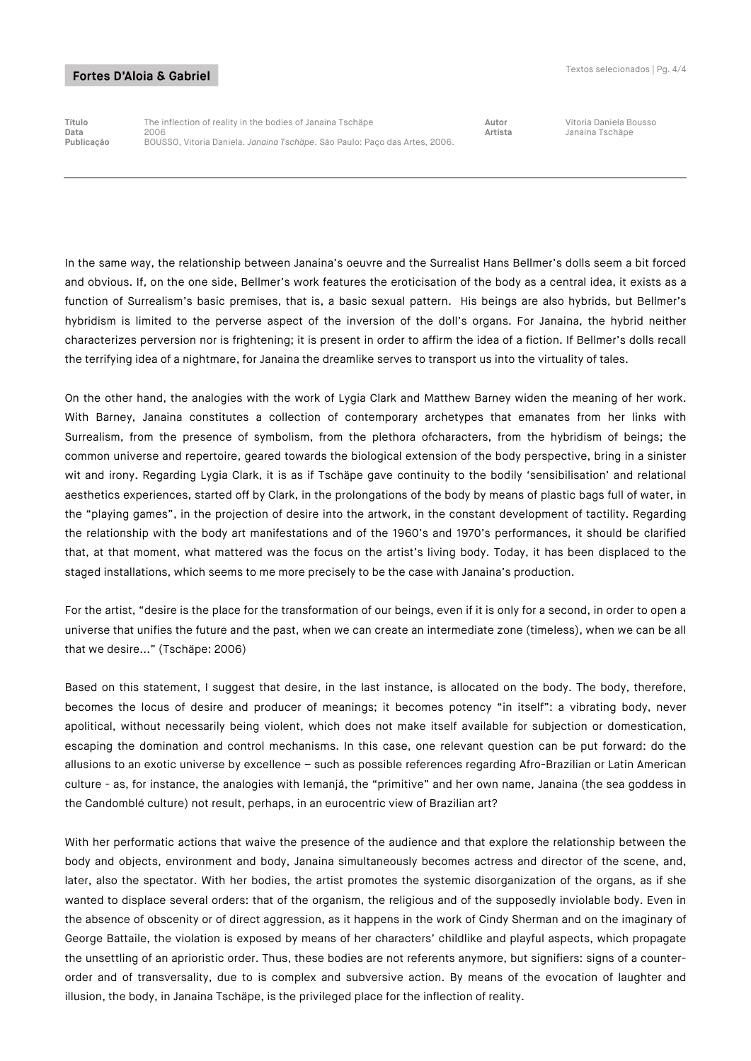| | | | |
|---|---|---|---|
| **Título** | The inflection of reality in the bodies of Janaina Tschäpe | **Autor** | Vitoria Daniela Bousso |
| **Data** | 2006 | **Artista** | Janaina Tschäpe |
| **Publicação** | BOUSSO, Vitoria Daniela. *Janaina Tschäpe*. São Paulo: Paço das Artes, 2006. | | |

In the same way, the relationship between Janaina's oeuvre and the Surrealist Hans Bellmer's dolls seem a bit forced and obvious. If, on the one side, Bellmer's work features the eroticisation of the body as a central idea, it exists as a function of Surrealism's basic premises, that is, a basic sexual pattern. His beings are also hybrids, but Bellmer's hybridism is limited to the perverse aspect of the inversion of the doll's organs. For Janaina, the hybrid neither characterizes perversion nor is frightening; it is present in order to affirm the idea of a fiction. If Bellmer's dolls recall the terrifying idea of a nightmare, for Janaina the dreamlike serves to transport us into the virtuality of tales.

On the other hand, the analogies with the work of Lygia Clark and Matthew Barney widen the meaning of her work. With Barney, Janaina constitutes a collection of contemporary archetypes that emanates from her links with Surrealism, from the presence of symbolism, from the plethora ofcharacters, from the hybridism of beings; the common universe and repertoire, geared towards the biological extension of the body perspective, bring in a sinister wit and irony. Regarding Lygia Clark, it is as if Tschäpe gave continuity to the bodily 'sensibilisation' and relational aesthetics experiences, started off by Clark, in the prolongations of the body by means of plastic bags full of water, in the "playing games", in the projection of desire into the artwork, in the constant development of tactility. Regarding the relationship with the body art manifestations and of the 1960's and 1970's performances, it should be clarified that, at that moment, what mattered was the focus on the artist's living body. Today, it has been displaced to the staged installations, which seems to me more precisely to be the case with Janaina's production.

For the artist, "desire is the place for the transformation of our beings, even if it is only for a second, in order to open a universe that unifies the future and the past, when we can create an intermediate zone (timeless), when we can be all that we desire..." (Tschäpe: 2006)

Based on this statement, I suggest that desire, in the last instance, is allocated on the body. The body, therefore, becomes the locus of desire and producer of meanings; it becomes potency "in itself": a vibrating body, never apolitical, without necessarily being violent, which does not make itself available for subjection or domestication, escaping the domination and control mechanisms. In this case, one relevant question can be put forward: do the allusions to an exotic universe by excellence – such as possible references regarding Afro-Brazilian or Latin American culture - as, for instance, the analogies with Iemanjá, the "primitive" and her own name, Janaina (the sea goddess in the Candomblé culture) not result, perhaps, in an eurocentric view of Brazilian art?

With her performatic actions that waive the presence of the audience and that explore the relationship between the body and objects, environment and body, Janaina simultaneously becomes actress and director of the scene, and, later, also the spectator. With her bodies, the artist promotes the systemic disorganization of the organs, as if she wanted to displace several orders: that of the organism, the religious and of the supposedly inviolable body. Even in the absence of obscenity or of direct aggression, as it happens in the work of Cindy Sherman and on the imaginary of George Battaile, the violation is exposed by means of her characters' childlike and playful aspects, which propagate the unsettling of an aprioristic order. Thus, these bodies are not referents anymore, but signifiers: signs of a counter-order and of transversality, due to is complex and subversive action. By means of the evocation of laughter and illusion, the body, in Janaina Tschäpe, is the privileged place for the inflection of reality.